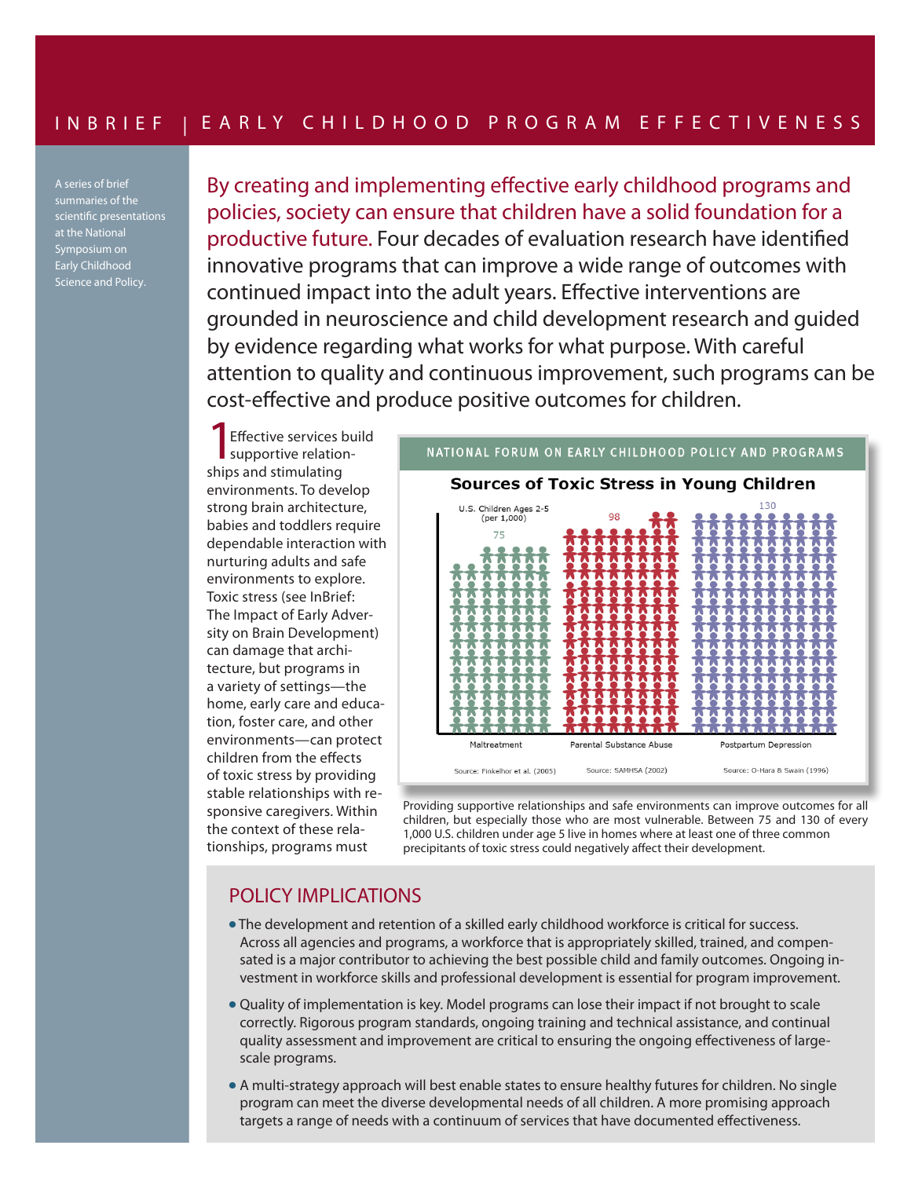# INBRIEF | EARLY CHILDHOOD PROGRAM EFFECTIVENESS

A series of brief summaries of the scientific presentations at the National Symposium on Early Childhood Science and Policy.

By creating and implementing effective early childhood programs and policies, society can ensure that children have a solid foundation for a productive future. Four decades of evaluation research have identified innovative programs that can improve a wide range of outcomes with continued impact into the adult years. Effective interventions are grounded in neuroscience and child development research and guided by evidence regarding what works for what purpose. With careful attention to quality and continuous improvement, such programs can be cost-effective and produce positive outcomes for children.

1 Effective services build supportive relationships and stimulating environments. To develop strong brain architecture, babies and toddlers require dependable interaction with nurturing adults and safe environments to explore. Toxic stress (see InBrief: The Impact of Early Adversity on Brain Development) can damage that architecture, but programs in a variety of settings—the home, early care and education, foster care, and other environments—can protect children from the effects of toxic stress by providing stable relationships with responsive caregivers. Within the context of these relationships, programs must

NATIONAL FORUM ON EARLY CHILDHOOD POLICY AND PROGRAMS

**Sources of Toxic Stress in Young Children**

U.S. Children Ages 2-5 (per 1,000)

| | Maltreatment | Parental Substance Abuse | Postpartum Depression |
|---|---|---|---|
| Children per 1,000 | 75 | 98 | 130 |
| Source | Finkelhor et al. (2005) | SAMHSA (2002) | O-Hara & Swain (1996) |

Providing supportive relationships and safe environments can improve outcomes for all children, but especially those who are most vulnerable. Between 75 and 130 of every 1,000 U.S. children under age 5 live in homes where at least one of three common precipitants of toxic stress could negatively affect their development.

## POLICY IMPLICATIONS

- The development and retention of a skilled early childhood workforce is critical for success. Across all agencies and programs, a workforce that is appropriately skilled, trained, and compensated is a major contributor to achieving the best possible child and family outcomes. Ongoing investment in workforce skills and professional development is essential for program improvement.
- Quality of implementation is key. Model programs can lose their impact if not brought to scale correctly. Rigorous program standards, ongoing training and technical assistance, and continual quality assessment and improvement are critical to ensuring the ongoing effectiveness of large-scale programs.
- A multi-strategy approach will best enable states to ensure healthy futures for children. No single program can meet the diverse developmental needs of all children. A more promising approach targets a range of needs with a continuum of services that have documented effectiveness.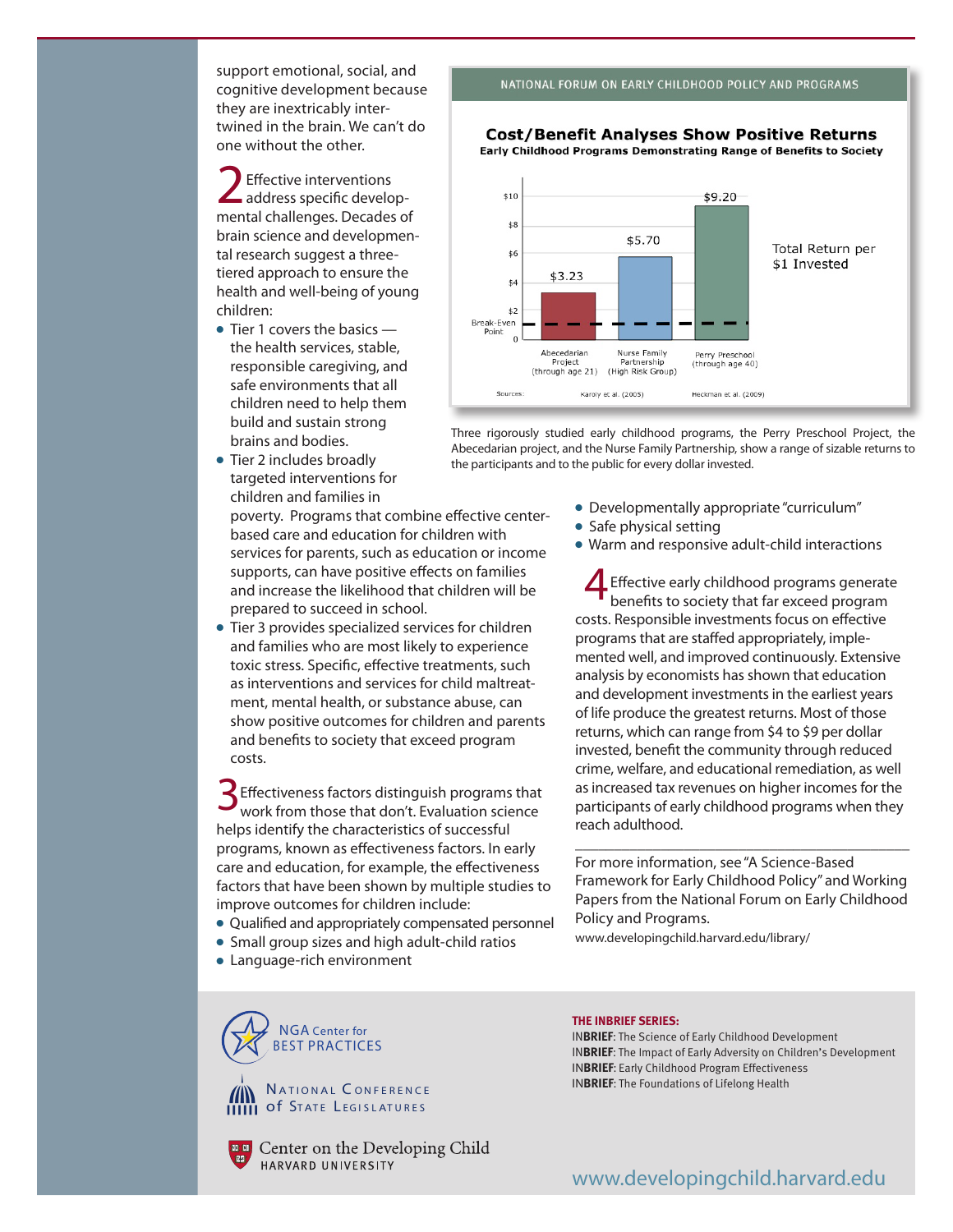support emotional, social, and cognitive development because they are inextricably intertwined in the brain. We can't do one without the other.

**2** Effective interventions address specific developmental challenges. Decades of brain science and developmental research suggest a three-tiered approach to ensure the health and well-being of young children:

- Tier 1 covers the basics — the health services, stable, responsible caregiving, and safe environments that all children need to help them build and sustain strong brains and bodies.
- Tier 2 includes broadly targeted interventions for children and families in poverty. Programs that combine effective center-based care and education for children with services for parents, such as education or income supports, can have positive effects on families and increase the likelihood that children will be prepared to succeed in school.
- Tier 3 provides specialized services for children and families who are most likely to experience toxic stress. Specific, effective treatments, such as interventions and services for child maltreatment, mental health, or substance abuse, can show positive outcomes for children and parents and benefits to society that exceed program costs.

**3** Effectiveness factors distinguish programs that work from those that don't. Evaluation science helps identify the characteristics of successful programs, known as effectiveness factors. In early care and education, for example, the effectiveness factors that have been shown by multiple studies to improve outcomes for children include:

- Qualified and appropriately compensated personnel
- Small group sizes and high adult-child ratios
- Language-rich environment
- Developmentally appropriate "curriculum"
- Safe physical setting
- Warm and responsive adult-child interactions

**4** Effective early childhood programs generate benefits to society that far exceed program costs. Responsible investments focus on effective programs that are staffed appropriately, implemented well, and improved continuously. Extensive analysis by economists has shown that education and development investments in the earliest years of life produce the greatest returns. Most of those returns, which can range from $4 to $9 per dollar invested, benefit the community through reduced crime, welfare, and educational remediation, as well as increased tax revenues on higher incomes for the participants of early childhood programs when they reach adulthood.

NATIONAL FORUM ON EARLY CHILDHOOD POLICY AND PROGRAMS

**Cost/Benefit Analyses Show Positive Returns**

**Early Childhood Programs Demonstrating Range of Benefits to Society**

$10
$8
$6
$4
$2
Break-Even Point
0

$3.23
$5.70
$9.20

Total Return per $1 Invested

Abecedarian Project (through age 21)
Nurse Family Partnership (High Risk Group)
Perry Preschool (through age 40)

Sources: Karoly et al. (2005) Heckman et al. (2009)

Three rigorously studied early childhood programs, the Perry Preschool Project, the Abecedarian project, and the Nurse Family Partnership, show a range of sizable returns to the participants and to the public for every dollar invested.

---

For more information, see "A Science-Based Framework for Early Childhood Policy" and Working Papers from the National Forum on Early Childhood Policy and Programs.

www.developingchild.harvard.edu/library/

NGA Center for BEST PRACTICES

NATIONAL CONFERENCE of STATE LEGISLATURES

Center on the Developing Child
HARVARD UNIVERSITY

**THE INBRIEF SERIES:**

IN**BRIEF**: The Science of Early Childhood Development
IN**BRIEF**: The Impact of Early Adversity on Children's Development
IN**BRIEF**: Early Childhood Program Effectiveness
IN**BRIEF**: The Foundations of Lifelong Health

www.developingchild.harvard.edu